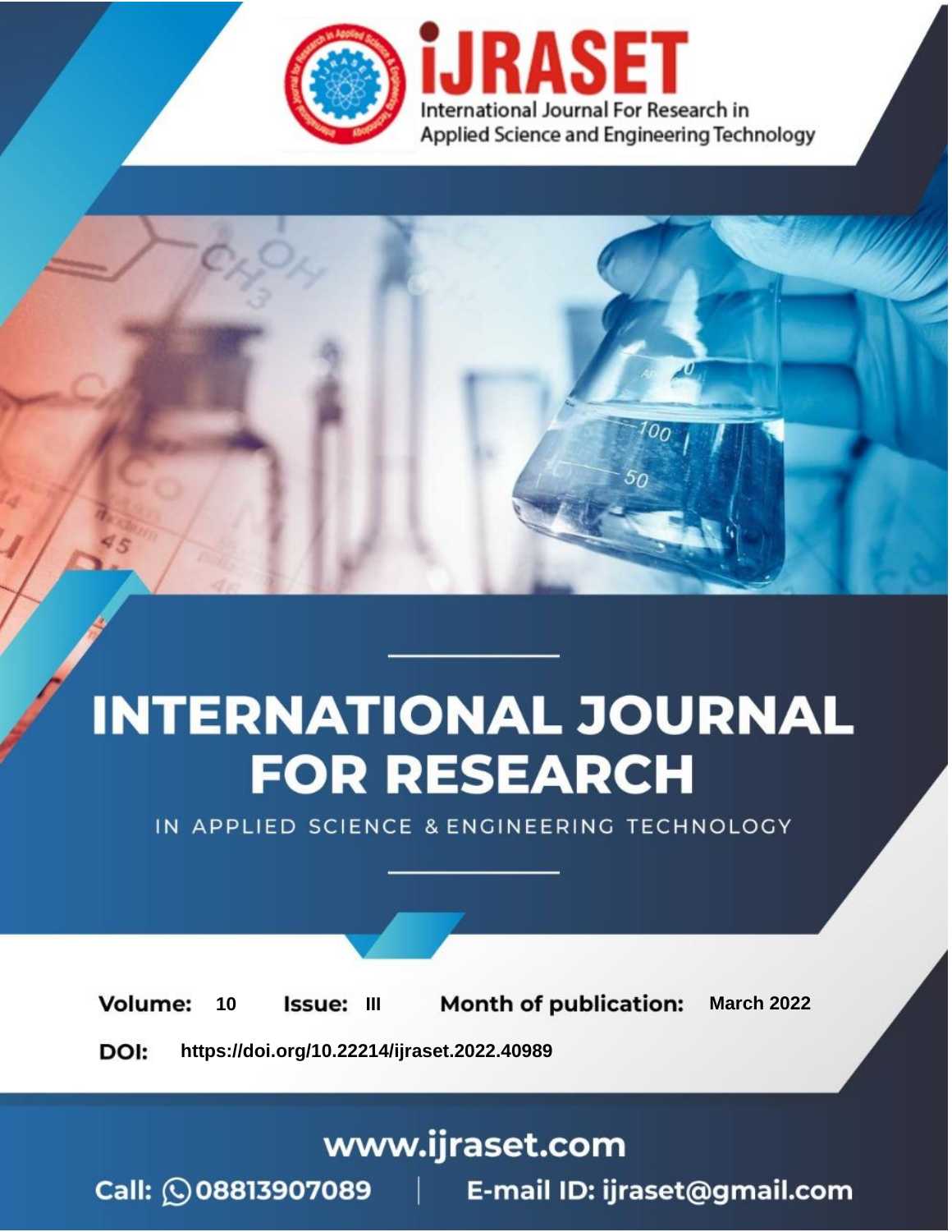iJRASET

International Journal For Research in Applied Science and Engineering Technology

# INTERNATIONAL JOURNAL FOR RESEARCH

IN APPLIED SCIENCE & ENGINEERING TECHNOLOGY

**Volume:** 10 **Issue:** III **Month of publication:** March 2022

**DOI:** https://doi.org/10.22214/ijraset.2022.40989

www.ijraset.com

Call: 08813907089 | E-mail ID: ijraset@gmail.com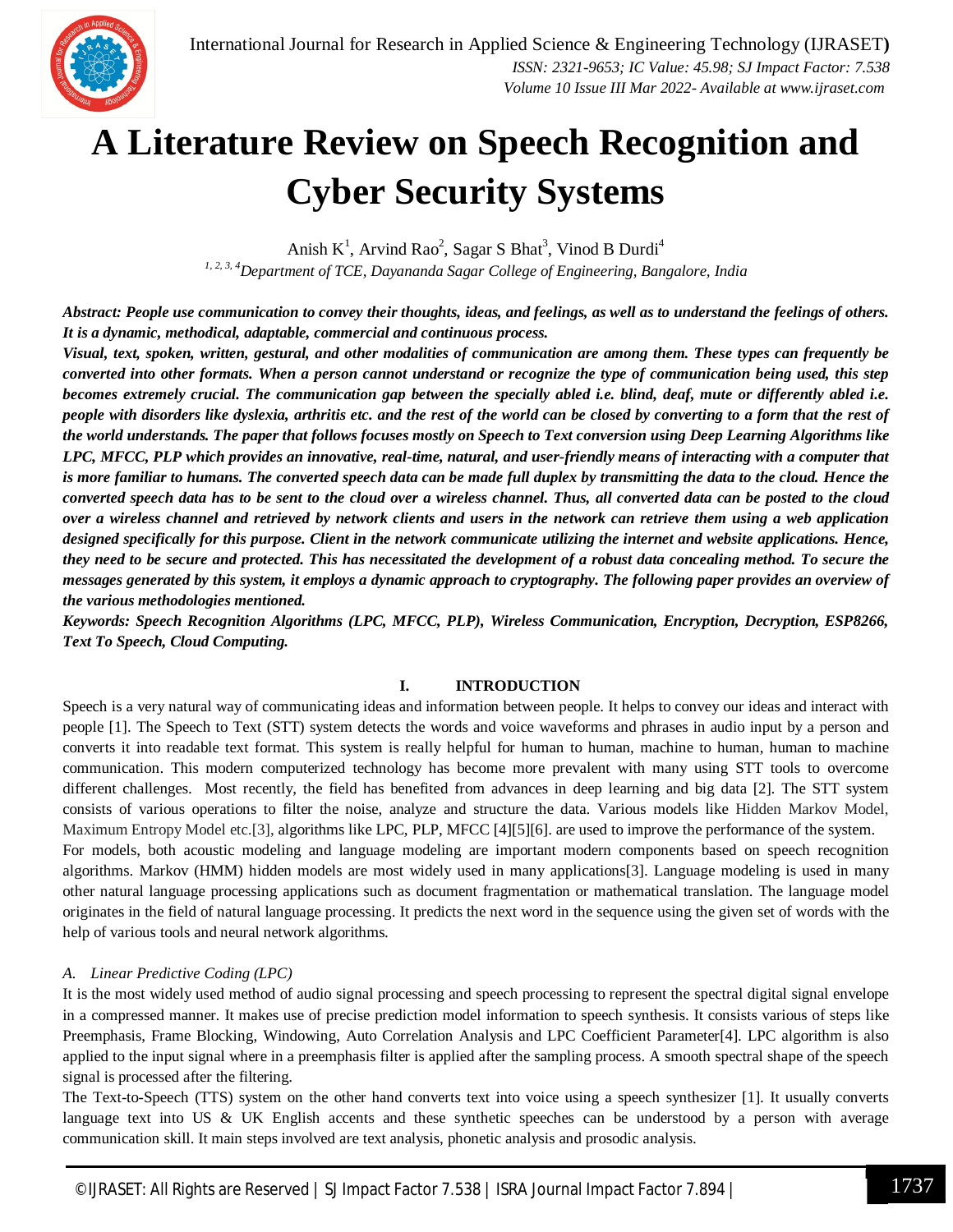# A Literature Review on Speech Recognition and Cyber Security Systems

Anish K[1], Arvind Rao[2], Sagar S Bhat[3], Vinod B Durdi[4]

*[1, 2, 3, 4]Department of TCE, Dayananda Sagar College of Engineering, Bangalore, India*

***Abstract:** People use communication to convey their thoughts, ideas, and feelings, as well as to understand the feelings of others. It is a dynamic, methodical, adaptable, commercial and continuous process.*

***Visual, text, spoken, written, gestural, and other modalities of communication are among them. These types can frequently be converted into other formats. When a person cannot understand or recognize the type of communication being used, this step becomes extremely crucial. The communication gap between the specially abled i.e. blind, deaf, mute or differently abled i.e. people with disorders like dyslexia, arthritis etc. and the rest of the world can be closed by converting to a form that the rest of the world understands. The paper that follows focuses mostly on Speech to Text conversion using Deep Learning Algorithms like LPC, MFCC, PLP which provides an innovative, real-time, natural, and user-friendly means of interacting with a computer that is more familiar to humans. The converted speech data can be made full duplex by transmitting the data to the cloud. Hence the converted speech data has to be sent to the cloud over a wireless channel. Thus, all converted data can be posted to the cloud over a wireless channel and retrieved by network clients and users in the network can retrieve them using a web application designed specifically for this purpose. Client in the network communicate utilizing the internet and website applications. Hence, they need to be secure and protected. This has necessitated the development of a robust data concealing method. To secure the messages generated by this system, it employs a dynamic approach to cryptography. The following paper provides an overview of the various methodologies mentioned.***

***Keywords:** Speech Recognition Algorithms (LPC, MFCC, PLP), Wireless Communication, Encryption, Decryption, ESP8266, Text To Speech, Cloud Computing.*

## I. INTRODUCTION

Speech is a very natural way of communicating ideas and information between people. It helps to convey our ideas and interact with people [1]. The Speech to Text (STT) system detects the words and voice waveforms and phrases in audio input by a person and converts it into readable text format. This system is really helpful for human to human, machine to human, human to machine communication. This modern computerized technology has become more prevalent with many using STT tools to overcome different challenges. Most recently, the field has benefited from advances in deep learning and big data [2]. The STT system consists of various operations to filter the noise, analyze and structure the data. Various models like Hidden Markov Model, Maximum Entropy Model etc.[3], algorithms like LPC, PLP, MFCC [4][5][6]. are used to improve the performance of the system.

For models, both acoustic modeling and language modeling are important modern components based on speech recognition algorithms. Markov (HMM) hidden models are most widely used in many applications[3]. Language modeling is used in many other natural language processing applications such as document fragmentation or mathematical translation. The language model originates in the field of natural language processing. It predicts the next word in the sequence using the given set of words with the help of various tools and neural network algorithms.

### A. Linear Predictive Coding (LPC)

It is the most widely used method of audio signal processing and speech processing to represent the spectral digital signal envelope in a compressed manner. It makes use of precise prediction model information to speech synthesis. It consists various of steps like Preemphasis, Frame Blocking, Windowing, Auto Correlation Analysis and LPC Coefficient Parameter[4]. LPC algorithm is also applied to the input signal where in a preemphasis filter is applied after the sampling process. A smooth spectral shape of the speech signal is processed after the filtering.

The Text-to-Speech (TTS) system on the other hand converts text into voice using a speech synthesizer [1]. It usually converts language text into US & UK English accents and these synthetic speeches can be understood by a person with average communication skill. It main steps involved are text analysis, phonetic analysis and prosodic analysis.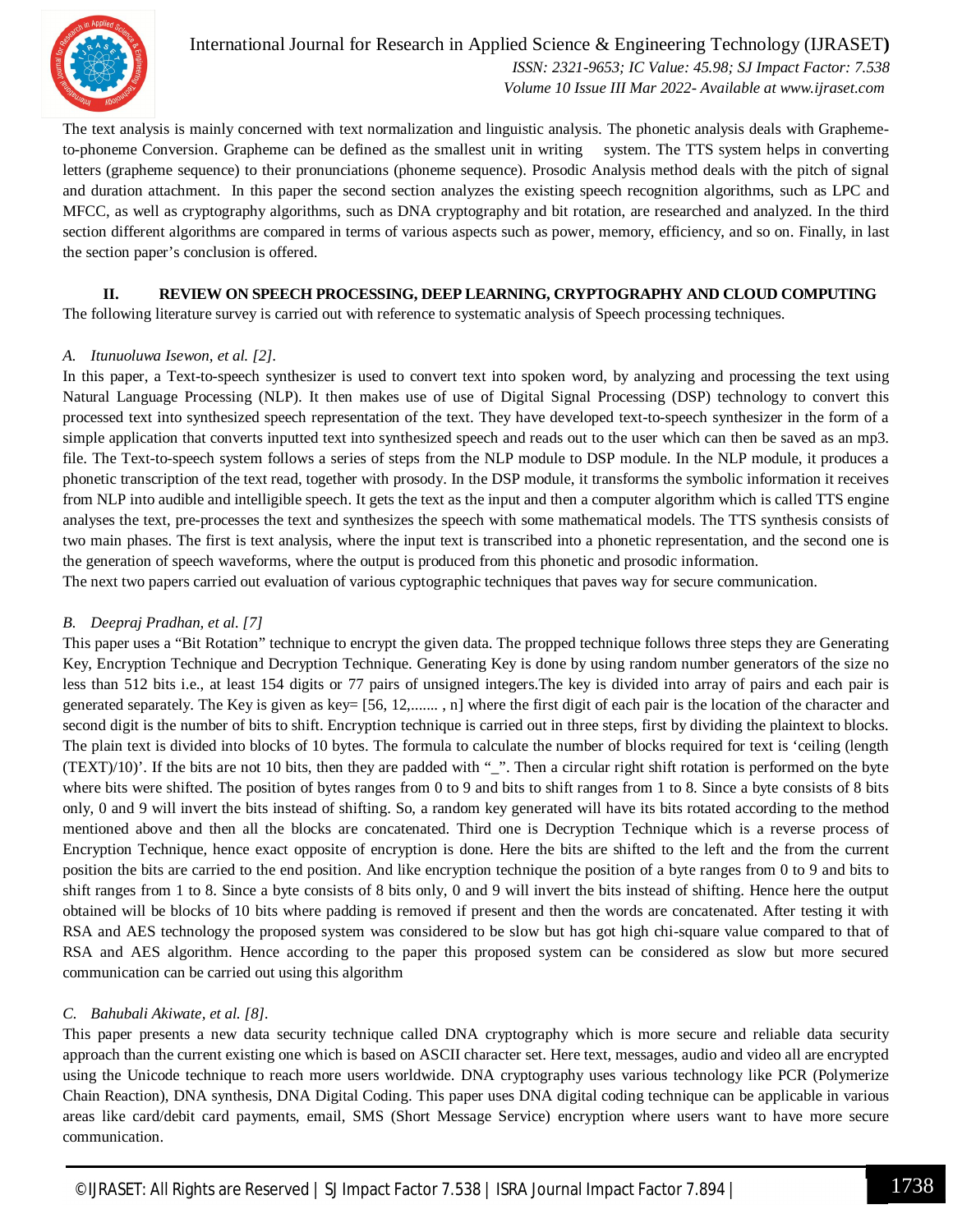The text analysis is mainly concerned with text normalization and linguistic analysis. The phonetic analysis deals with Grapheme-to-phoneme Conversion. Grapheme can be defined as the smallest unit in writing system. The TTS system helps in converting letters (grapheme sequence) to their pronunciations (phoneme sequence). Prosodic Analysis method deals with the pitch of signal and duration attachment. In this paper the second section analyzes the existing speech recognition algorithms, such as LPC and MFCC, as well as cryptography algorithms, such as DNA cryptography and bit rotation, are researched and analyzed. In the third section different algorithms are compared in terms of various aspects such as power, memory, efficiency, and so on. Finally, in last the section paper's conclusion is offered.

## II. REVIEW ON SPEECH PROCESSING, DEEP LEARNING, CRYPTOGRAPHY AND CLOUD COMPUTING

The following literature survey is carried out with reference to systematic analysis of Speech processing techniques.

### *A. Itunuoluwa Isewon, et al. [2].*

In this paper, a Text-to-speech synthesizer is used to convert text into spoken word, by analyzing and processing the text using Natural Language Processing (NLP). It then makes use of use of Digital Signal Processing (DSP) technology to convert this processed text into synthesized speech representation of the text. They have developed text-to-speech synthesizer in the form of a simple application that converts inputted text into synthesized speech and reads out to the user which can then be saved as an mp3. file. The Text-to-speech system follows a series of steps from the NLP module to DSP module. In the NLP module, it produces a phonetic transcription of the text read, together with prosody. In the DSP module, it transforms the symbolic information it receives from NLP into audible and intelligible speech. It gets the text as the input and then a computer algorithm which is called TTS engine analyses the text, pre-processes the text and synthesizes the speech with some mathematical models. The TTS synthesis consists of two main phases. The first is text analysis, where the input text is transcribed into a phonetic representation, and the second one is the generation of speech waveforms, where the output is produced from this phonetic and prosodic information.

The next two papers carried out evaluation of various cyptographic techniques that paves way for secure communication.

### *B. Deepraj Pradhan, et al. [7]*

This paper uses a "Bit Rotation" technique to encrypt the given data. The propped technique follows three steps they are Generating Key, Encryption Technique and Decryption Technique. Generating Key is done by using random number generators of the size no less than 512 bits i.e., at least 154 digits or 77 pairs of unsigned integers.The key is divided into array of pairs and each pair is generated separately. The Key is given as key= [56, 12,....... , n] where the first digit of each pair is the location of the character and second digit is the number of bits to shift. Encryption technique is carried out in three steps, first by dividing the plaintext to blocks. The plain text is divided into blocks of 10 bytes. The formula to calculate the number of blocks required for text is 'ceiling (length (TEXT)/10)'. If the bits are not 10 bits, then they are padded with "_". Then a circular right shift rotation is performed on the byte where bits were shifted. The position of bytes ranges from 0 to 9 and bits to shift ranges from 1 to 8. Since a byte consists of 8 bits only, 0 and 9 will invert the bits instead of shifting. So, a random key generated will have its bits rotated according to the method mentioned above and then all the blocks are concatenated. Third one is Decryption Technique which is a reverse process of Encryption Technique, hence exact opposite of encryption is done. Here the bits are shifted to the left and the from the current position the bits are carried to the end position. And like encryption technique the position of a byte ranges from 0 to 9 and bits to shift ranges from 1 to 8. Since a byte consists of 8 bits only, 0 and 9 will invert the bits instead of shifting. Hence here the output obtained will be blocks of 10 bits where padding is removed if present and then the words are concatenated. After testing it with RSA and AES technology the proposed system was considered to be slow but has got high chi-square value compared to that of RSA and AES algorithm. Hence according to the paper this proposed system can be considered as slow but more secured communication can be carried out using this algorithm

### *C. Bahubali Akiwate, et al. [8].*

This paper presents a new data security technique called DNA cryptography which is more secure and reliable data security approach than the current existing one which is based on ASCII character set. Here text, messages, audio and video all are encrypted using the Unicode technique to reach more users worldwide. DNA cryptography uses various technology like PCR (Polymerize Chain Reaction), DNA synthesis, DNA Digital Coding. This paper uses DNA digital coding technique can be applicable in various areas like card/debit card payments, email, SMS (Short Message Service) encryption where users want to have more secure communication.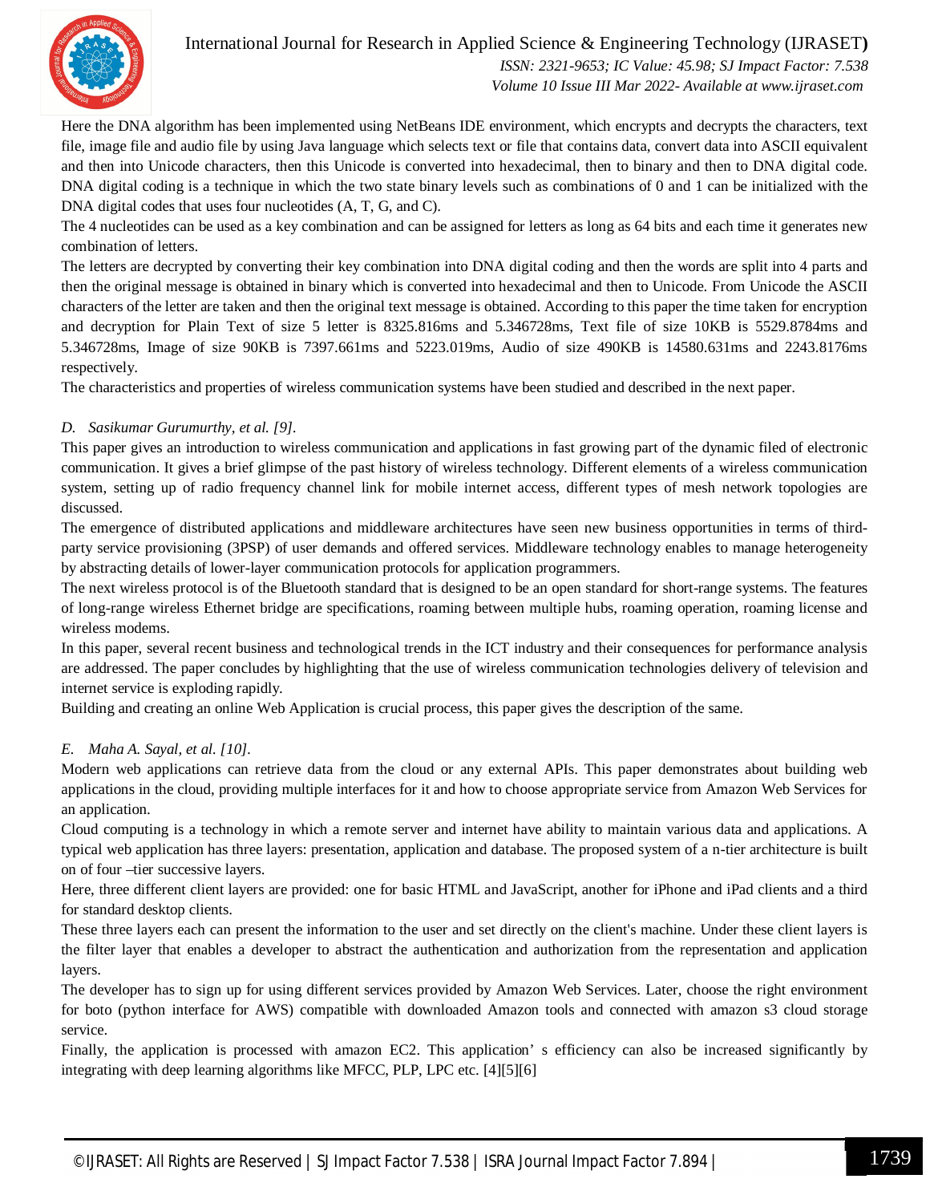Here the DNA algorithm has been implemented using NetBeans IDE environment, which encrypts and decrypts the characters, text file, image file and audio file by using Java language which selects text or file that contains data, convert data into ASCII equivalent and then into Unicode characters, then this Unicode is converted into hexadecimal, then to binary and then to DNA digital code. DNA digital coding is a technique in which the two state binary levels such as combinations of 0 and 1 can be initialized with the DNA digital codes that uses four nucleotides (A, T, G, and C).

The 4 nucleotides can be used as a key combination and can be assigned for letters as long as 64 bits and each time it generates new combination of letters.

The letters are decrypted by converting their key combination into DNA digital coding and then the words are split into 4 parts and then the original message is obtained in binary which is converted into hexadecimal and then to Unicode. From Unicode the ASCII characters of the letter are taken and then the original text message is obtained. According to this paper the time taken for encryption and decryption for Plain Text of size 5 letter is 8325.816ms and 5.346728ms, Text file of size 10KB is 5529.8784ms and 5.346728ms, Image of size 90KB is 7397.661ms and 5223.019ms, Audio of size 490KB is 14580.631ms and 2243.8176ms respectively.

The characteristics and properties of wireless communication systems have been studied and described in the next paper.

### *D. Sasikumar Gurumurthy, et al. [9].*

This paper gives an introduction to wireless communication and applications in fast growing part of the dynamic filed of electronic communication. It gives a brief glimpse of the past history of wireless technology. Different elements of a wireless communication system, setting up of radio frequency channel link for mobile internet access, different types of mesh network topologies are discussed.

The emergence of distributed applications and middleware architectures have seen new business opportunities in terms of third-party service provisioning (3PSP) of user demands and offered services. Middleware technology enables to manage heterogeneity by abstracting details of lower-layer communication protocols for application programmers.

The next wireless protocol is of the Bluetooth standard that is designed to be an open standard for short-range systems. The features of long-range wireless Ethernet bridge are specifications, roaming between multiple hubs, roaming operation, roaming license and wireless modems.

In this paper, several recent business and technological trends in the ICT industry and their consequences for performance analysis are addressed. The paper concludes by highlighting that the use of wireless communication technologies delivery of television and internet service is exploding rapidly.

Building and creating an online Web Application is crucial process, this paper gives the description of the same.

### *E. Maha A. Sayal, et al. [10].*

Modern web applications can retrieve data from the cloud or any external APIs. This paper demonstrates about building web applications in the cloud, providing multiple interfaces for it and how to choose appropriate service from Amazon Web Services for an application.

Cloud computing is a technology in which a remote server and internet have ability to maintain various data and applications. A typical web application has three layers: presentation, application and database. The proposed system of a n-tier architecture is built on of four –tier successive layers.

Here, three different client layers are provided: one for basic HTML and JavaScript, another for iPhone and iPad clients and a third for standard desktop clients.

These three layers each can present the information to the user and set directly on the client's machine. Under these client layers is the filter layer that enables a developer to abstract the authentication and authorization from the representation and application layers.

The developer has to sign up for using different services provided by Amazon Web Services. Later, choose the right environment for boto (python interface for AWS) compatible with downloaded Amazon tools and connected with amazon s3 cloud storage service.

Finally, the application is processed with amazon EC2. This application' s efficiency can also be increased significantly by integrating with deep learning algorithms like MFCC, PLP, LPC etc. [4][5][6]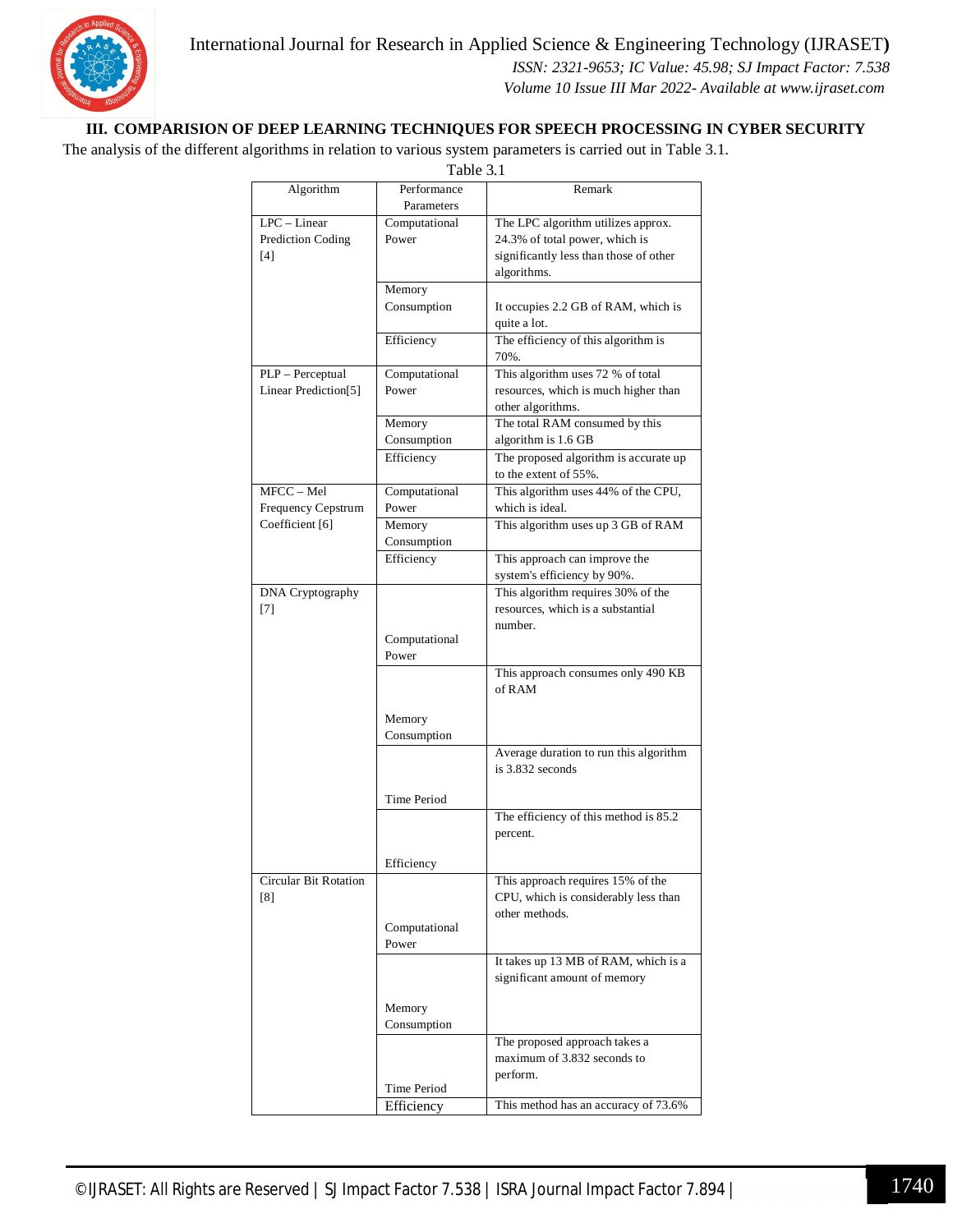## III. COMPARISION OF DEEP LEARNING TECHNIQUES FOR SPEECH PROCESSING IN CYBER SECURITY

The analysis of the different algorithms in relation to various system parameters is carried out in Table 3.1.

Table 3.1

| Algorithm | Performance Parameters | Remark |
|---|---|---|
| LPC – Linear Prediction Coding [4] | Computational Power | The LPC algorithm utilizes approx. 24.3% of total power, which is significantly less than those of other algorithms. |
| | Memory Consumption | It occupies 2.2 GB of RAM, which is quite a lot. |
| | Efficiency | The efficiency of this algorithm is 70%. |
| PLP – Perceptual Linear Prediction[5] | Computational Power | This algorithm uses 72 % of total resources, which is much higher than other algorithms. |
| | Memory Consumption | The total RAM consumed by this algorithm is 1.6 GB |
| | Efficiency | The proposed algorithm is accurate up to the extent of 55%. |
| MFCC – Mel Frequency Cepstrum Coefficient [6] | Computational Power | This algorithm uses 44% of the CPU, which is ideal. |
| | Memory Consumption | This algorithm uses up 3 GB of RAM |
| | Efficiency | This approach can improve the system's efficiency by 90%. |
| DNA Cryptography [7] | Computational Power | This algorithm requires 30% of the resources, which is a substantial number. |
| | Memory Consumption | This approach consumes only 490 KB of RAM |
| | Time Period | Average duration to run this algorithm is 3.832 seconds |
| | Efficiency | The efficiency of this method is 85.2 percent. |
| Circular Bit Rotation [8] | Computational Power | This approach requires 15% of the CPU, which is considerably less than other methods. |
| | Memory Consumption | It takes up 13 MB of RAM, which is a significant amount of memory |
| | Time Period | The proposed approach takes a maximum of 3.832 seconds to perform. |
| | Efficiency | This method has an accuracy of 73.6% |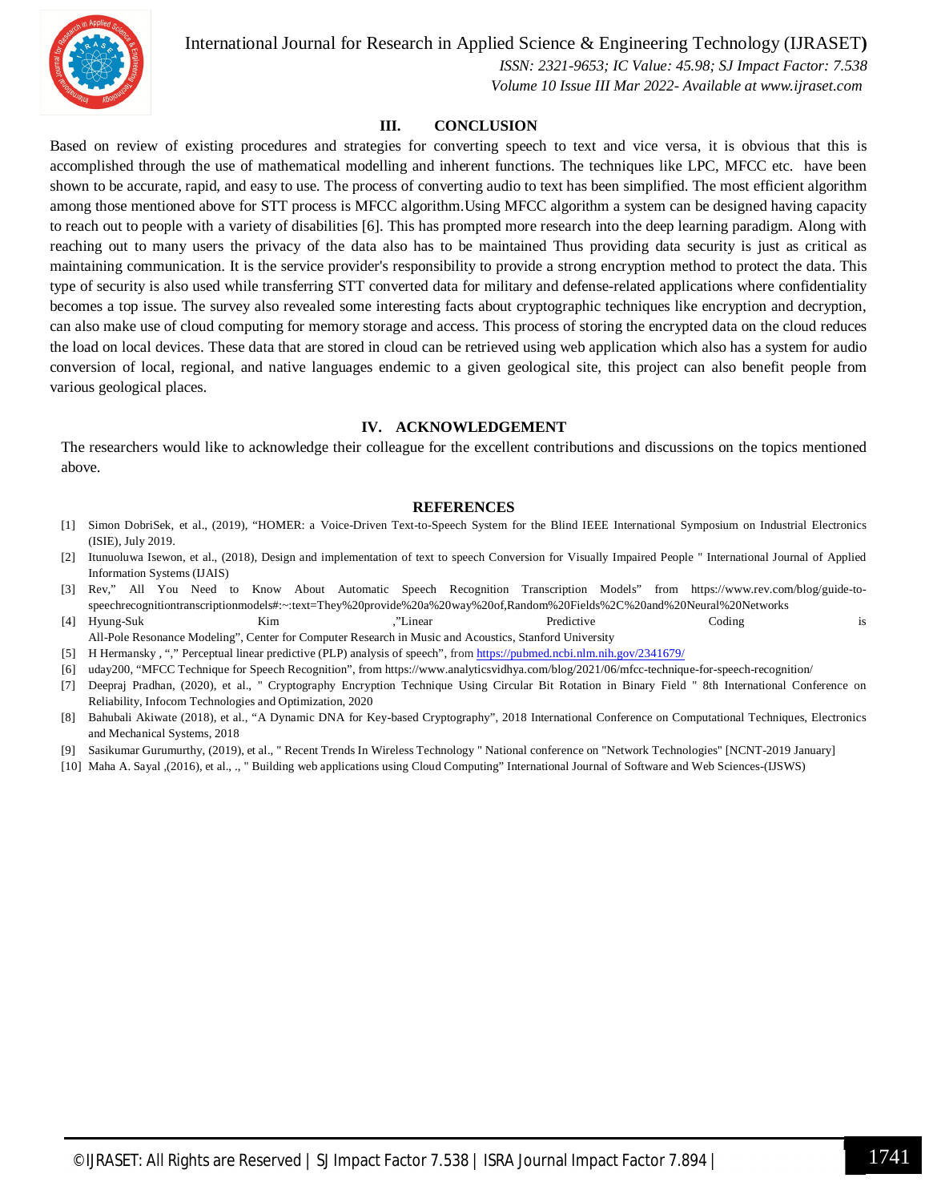## III. CONCLUSION

Based on review of existing procedures and strategies for converting speech to text and vice versa, it is obvious that this is accomplished through the use of mathematical modelling and inherent functions. The techniques like LPC, MFCC etc. have been shown to be accurate, rapid, and easy to use. The process of converting audio to text has been simplified. The most efficient algorithm among those mentioned above for STT process is MFCC algorithm.Using MFCC algorithm a system can be designed having capacity to reach out to people with a variety of disabilities [6]. This has prompted more research into the deep learning paradigm. Along with reaching out to many users the privacy of the data also has to be maintained Thus providing data security is just as critical as maintaining communication. It is the service provider's responsibility to provide a strong encryption method to protect the data. This type of security is also used while transferring STT converted data for military and defense-related applications where confidentiality becomes a top issue. The survey also revealed some interesting facts about cryptographic techniques like encryption and decryption, can also make use of cloud computing for memory storage and access. This process of storing the encrypted data on the cloud reduces the load on local devices. These data that are stored in cloud can be retrieved using web application which also has a system for audio conversion of local, regional, and native languages endemic to a given geological site, this project can also benefit people from various geological places.

## IV. ACKNOWLEDGEMENT

The researchers would like to acknowledge their colleague for the excellent contributions and discussions on the topics mentioned above.

## REFERENCES

[1] Simon DobriSek, et al., (2019), "HOMER: a Voice-Driven Text-to-Speech System for the Blind IEEE International Symposium on Industrial Electronics (ISIE), July 2019.

[2] Itunuoluwa Isewon, et al., (2018), Design and implementation of text to speech Conversion for Visually Impaired People " International Journal of Applied Information Systems (IJAIS)

[3] Rev," All You Need to Know About Automatic Speech Recognition Transcription Models" from https://www.rev.com/blog/guide-to-speechrecognitiontranscriptionmodels#:~:text=They%20provide%20a%20way%20of,Random%20Fields%2C%20and%20Neural%20Networks

[4] Hyung-Suk Kim ,"Linear Predictive Coding is All-Pole Resonance Modeling", Center for Computer Research in Music and Acoustics, Stanford University

[5] H Hermansky , "," Perceptual linear predictive (PLP) analysis of speech", from https://pubmed.ncbi.nlm.nih.gov/2341679/

[6] uday200, "MFCC Technique for Speech Recognition", from https://www.analyticsvidhya.com/blog/2021/06/mfcc-technique-for-speech-recognition/

[7] Deepraj Pradhan, (2020), et al., " Cryptography Encryption Technique Using Circular Bit Rotation in Binary Field " 8th International Conference on Reliability, Infocom Technologies and Optimization, 2020

[8] Bahubali Akiwate (2018), et al., "A Dynamic DNA for Key-based Cryptography", 2018 International Conference on Computational Techniques, Electronics and Mechanical Systems, 2018

[9] Sasikumar Gurumurthy, (2019), et al., " Recent Trends In Wireless Technology " National conference on "Network Technologies" [NCNT-2019 January]

[10] Maha A. Sayal ,(2016), et al., ., " Building web applications using Cloud Computing" International Journal of Software and Web Sciences-(IJSWS)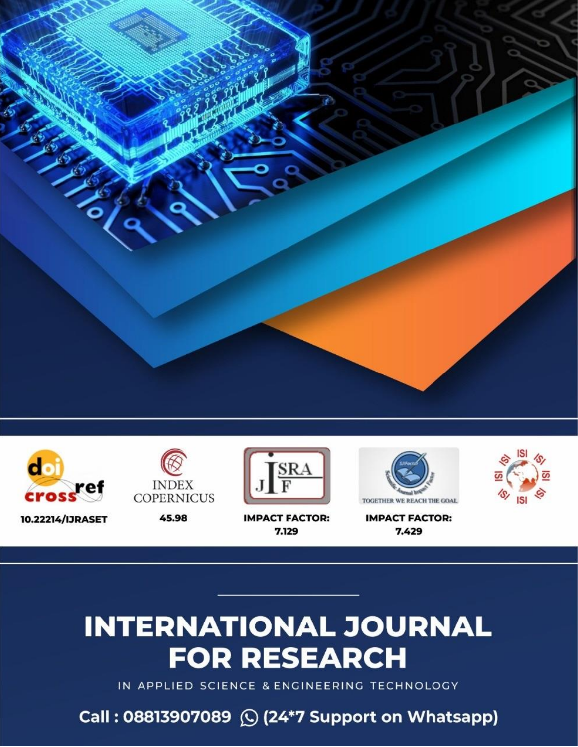10.22214/IJRASET

INDEX COPERNICUS

45.98

IMPACT FACTOR: 7.129

IMPACT FACTOR: 7.429

# INTERNATIONAL JOURNAL FOR RESEARCH

IN APPLIED SCIENCE & ENGINEERING TECHNOLOGY

Call : 08813907089 (24*7 Support on Whatsapp)